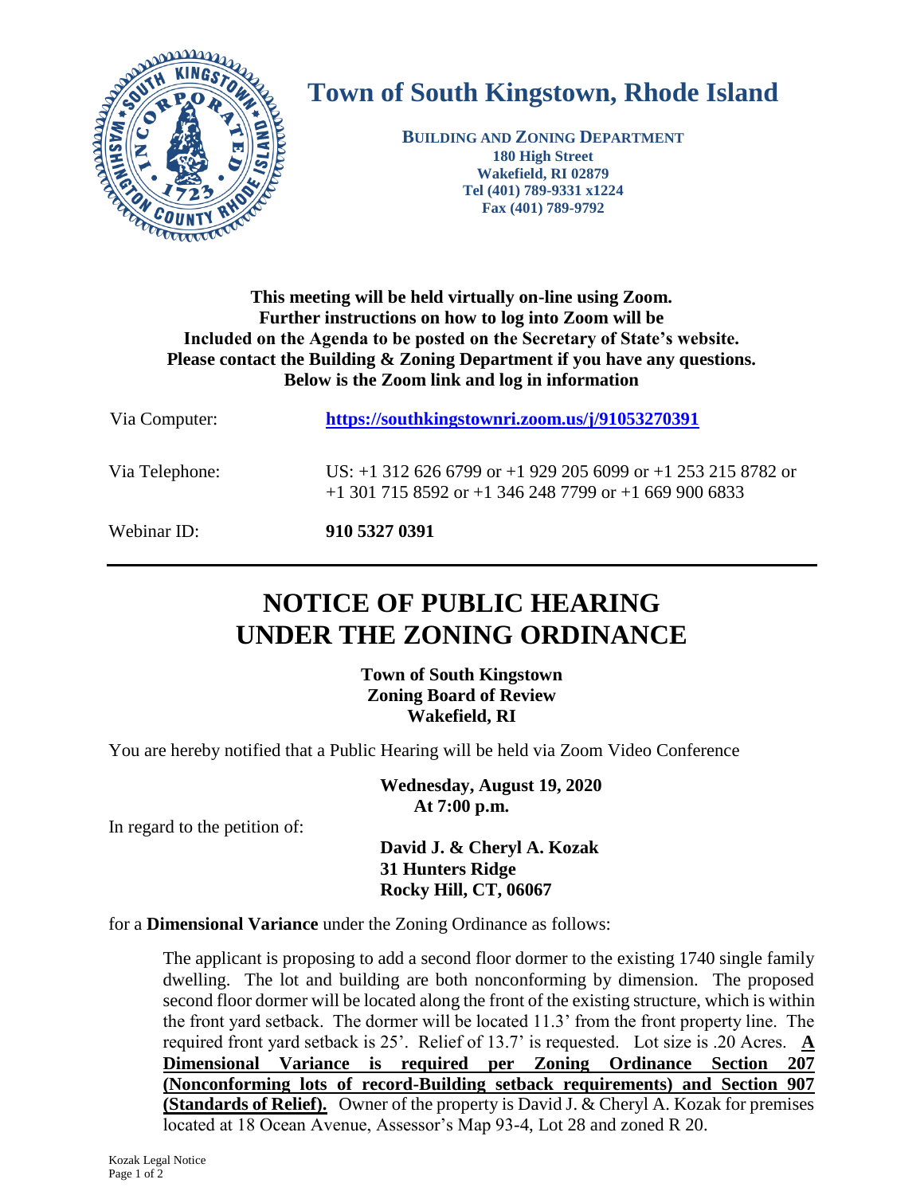# Town of South Kingstown, Rhode Island

**BUILDING AND ZONING DEPARTMENT**
**180 High Street**
**Wakefield, RI 02879**
**Tel (401) 789-9331 x1224**
**Fax (401) 789-9792**

**This meeting will be held virtually on-line using Zoom.**
**Further instructions on how to log into Zoom will be**
**Included on the Agenda to be posted on the Secretary of State's website.**
**Please contact the Building & Zoning Department if you have any questions.**
**Below is the Zoom link and log in information**

Via Computer: **https://southkingstownri.zoom.us/j/91053270391**

Via Telephone: US: +1 312 626 6799 or +1 929 205 6099 or +1 253 215 8782 or +1 301 715 8592 or +1 346 248 7799 or +1 669 900 6833

Webinar ID: **910 5327 0391**

---

# NOTICE OF PUBLIC HEARING UNDER THE ZONING ORDINANCE

**Town of South Kingstown**
**Zoning Board of Review**
**Wakefield, RI**

You are hereby notified that a Public Hearing will be held via Zoom Video Conference

**Wednesday, August 19, 2020**
**At 7:00 p.m.**

In regard to the petition of:

**David J. & Cheryl A. Kozak**
**31 Hunters Ridge**
**Rocky Hill, CT, 06067**

for a **Dimensional Variance** under the Zoning Ordinance as follows:

The applicant is proposing to add a second floor dormer to the existing 1740 single family dwelling. The lot and building are both nonconforming by dimension. The proposed second floor dormer will be located along the front of the existing structure, which is within the front yard setback. The dormer will be located 11.3' from the front property line. The required front yard setback is 25'. Relief of 13.7' is requested. Lot size is .20 Acres. **A Dimensional Variance is required per Zoning Ordinance Section 207 (Nonconforming lots of record-Building setback requirements) and Section 907 (Standards of Relief).** Owner of the property is David J. & Cheryl A. Kozak for premises located at 18 Ocean Avenue, Assessor's Map 93-4, Lot 28 and zoned R 20.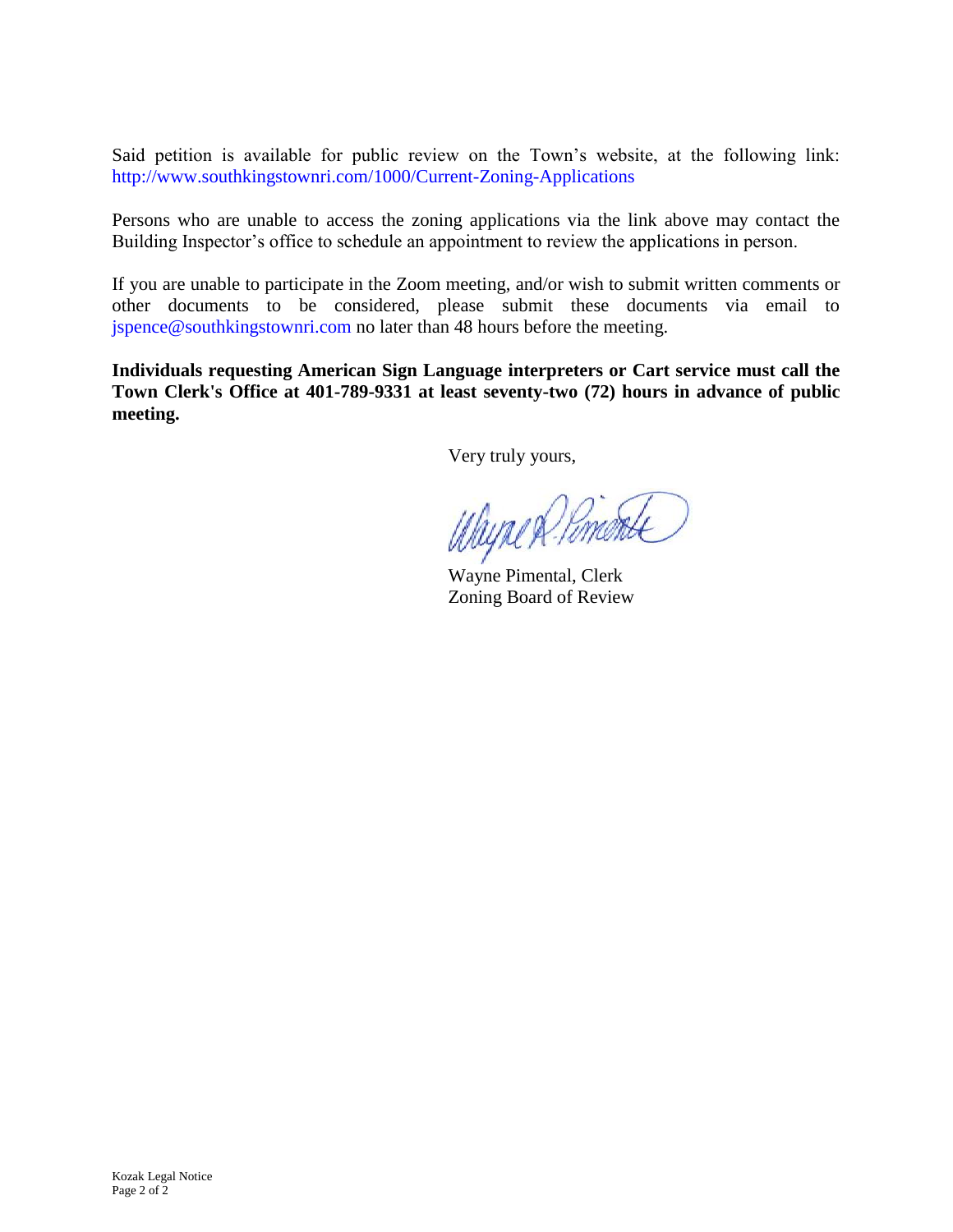Said petition is available for public review on the Town's website, at the following link: http://www.southkingstownri.com/1000/Current-Zoning-Applications

Persons who are unable to access the zoning applications via the link above may contact the Building Inspector's office to schedule an appointment to review the applications in person.

If you are unable to participate in the Zoom meeting, and/or wish to submit written comments or other documents to be considered, please submit these documents via email to jspence@southkingstownri.com no later than 48 hours before the meeting.

**Individuals requesting American Sign Language interpreters or Cart service must call the Town Clerk's Office at 401-789-9331 at least seventy-two (72) hours in advance of public meeting.**

Very truly yours,

Wayne Pimental, Clerk
Zoning Board of Review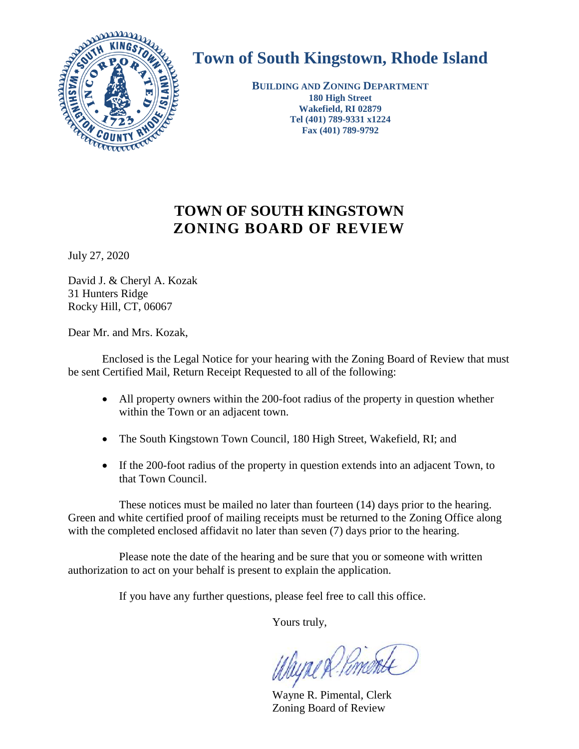# Town of South Kingstown, Rhode Island

**BUILDING AND ZONING DEPARTMENT**
**180 High Street**
**Wakefield, RI 02879**
**Tel (401) 789-9331 x1224**
**Fax (401) 789-9792**

## TOWN OF SOUTH KINGSTOWN
## ZONING BOARD OF REVIEW

July 27, 2020

David J. & Cheryl A. Kozak
31 Hunters Ridge
Rocky Hill, CT, 06067

Dear Mr. and Mrs. Kozak,

Enclosed is the Legal Notice for your hearing with the Zoning Board of Review that must be sent Certified Mail, Return Receipt Requested to all of the following:

- All property owners within the 200-foot radius of the property in question whether within the Town or an adjacent town.
- The South Kingstown Town Council, 180 High Street, Wakefield, RI; and
- If the 200-foot radius of the property in question extends into an adjacent Town, to that Town Council.

These notices must be mailed no later than fourteen (14) days prior to the hearing. Green and white certified proof of mailing receipts must be returned to the Zoning Office along with the completed enclosed affidavit no later than seven (7) days prior to the hearing.

Please note the date of the hearing and be sure that you or someone with written authorization to act on your behalf is present to explain the application.

If you have any further questions, please feel free to call this office.

Yours truly,

Wayne R. Pimental

Wayne R. Pimental, Clerk
Zoning Board of Review